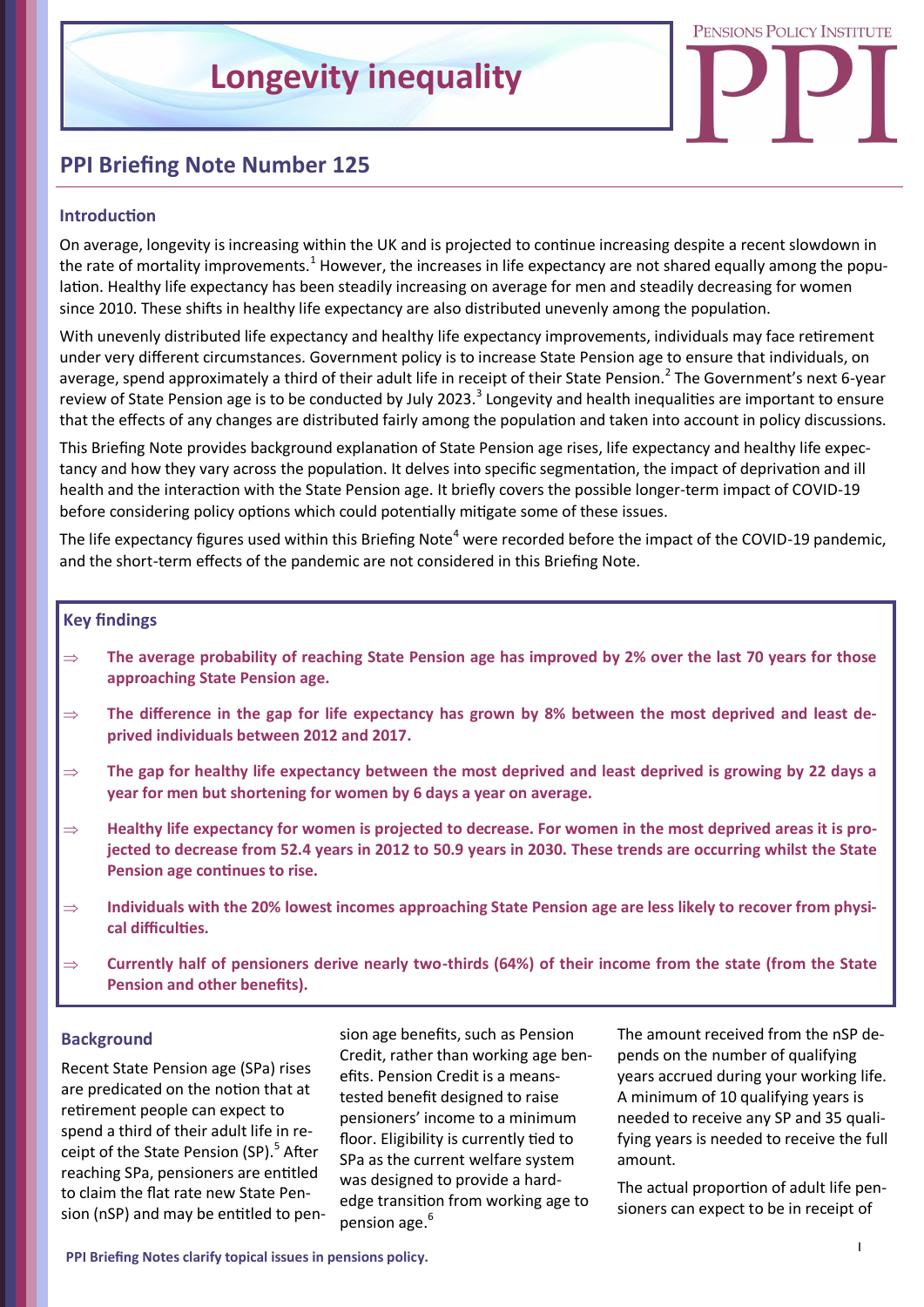# Longevity inequality

## PPI Briefing Note Number 125

### Introduction

On average, longevity is increasing within the UK and is projected to continue increasing despite a recent slowdown in the rate of mortality improvements.[1] However, the increases in life expectancy are not shared equally among the population. Healthy life expectancy has been steadily increasing on average for men and steadily decreasing for women since 2010. These shifts in healthy life expectancy are also distributed unevenly among the population.

With unevenly distributed life expectancy and healthy life expectancy improvements, individuals may face retirement under very different circumstances. Government policy is to increase State Pension age to ensure that individuals, on average, spend approximately a third of their adult life in receipt of their State Pension.[2] The Government's next 6-year review of State Pension age is to be conducted by July 2023.[3] Longevity and health inequalities are important to ensure that the effects of any changes are distributed fairly among the population and taken into account in policy discussions.

This Briefing Note provides background explanation of State Pension age rises, life expectancy and healthy life expectancy and how they vary across the population. It delves into specific segmentation, the impact of deprivation and ill health and the interaction with the State Pension age. It briefly covers the possible longer-term impact of COVID-19 before considering policy options which could potentially mitigate some of these issues.

The life expectancy figures used within this Briefing Note[4] were recorded before the impact of the COVID-19 pandemic, and the short-term effects of the pandemic are not considered in this Briefing Note.

### Key findings

- **The average probability of reaching State Pension age has improved by 2% over the last 70 years for those approaching State Pension age.**
- **The difference in the gap for life expectancy has grown by 8% between the most deprived and least deprived individuals between 2012 and 2017.**
- **The gap for healthy life expectancy between the most deprived and least deprived is growing by 22 days a year for men but shortening for women by 6 days a year on average.**
- **Healthy life expectancy for women is projected to decrease. For women in the most deprived areas it is projected to decrease from 52.4 years in 2012 to 50.9 years in 2030. These trends are occurring whilst the State Pension age continues to rise.**
- **Individuals with the 20% lowest incomes approaching State Pension age are less likely to recover from physical difficulties.**
- **Currently half of pensioners derive nearly two-thirds (64%) of their income from the state (from the State Pension and other benefits).**

### Background

Recent State Pension age (SPa) rises are predicated on the notion that at retirement people can expect to spend a third of their adult life in receipt of the State Pension (SP).[5] After reaching SPa, pensioners are entitled to claim the flat rate new State Pension (nSP) and may be entitled to pension age benefits, such as Pension Credit, rather than working age benefits. Pension Credit is a means-tested benefit designed to raise pensioners' income to a minimum floor. Eligibility is currently tied to SPa as the current welfare system was designed to provide a hard-edge transition from working age to pension age.[6]

The amount received from the nSP depends on the number of qualifying years accrued during your working life. A minimum of 10 qualifying years is needed to receive any SP and 35 qualifying years is needed to receive the full amount.

The actual proportion of adult life pensioners can expect to be in receipt of

PPI Briefing Notes clarify topical issues in pensions policy.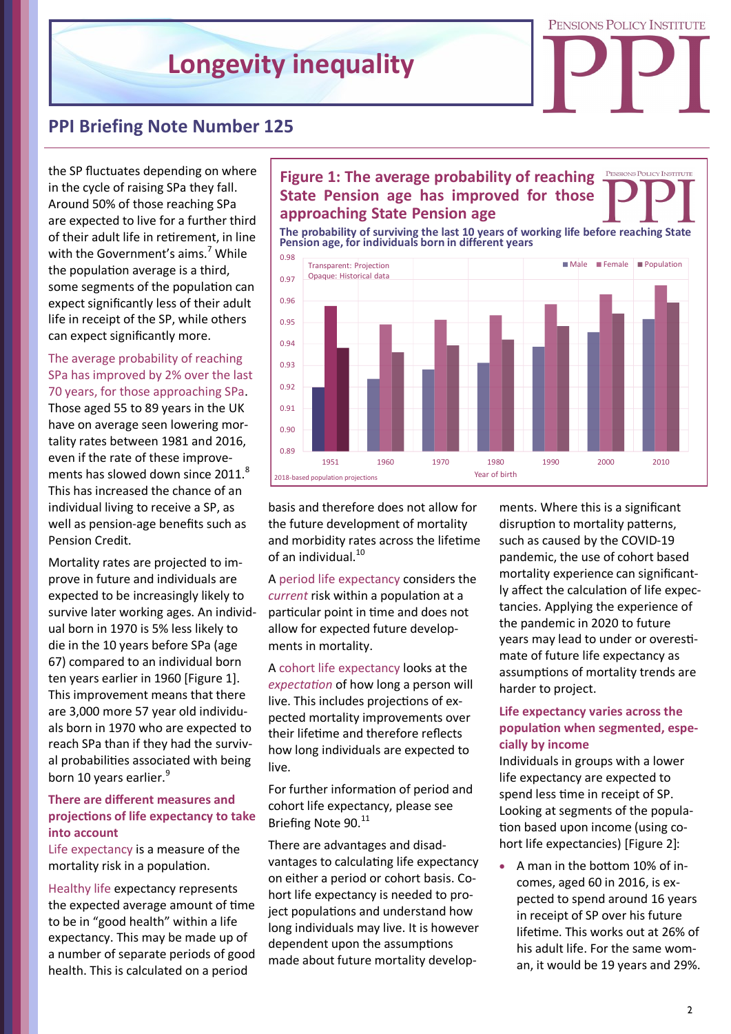# Longevity inequality

## PPI Briefing Note Number 125

the SP fluctuates depending on where in the cycle of raising SPa they fall. Around 50% of those reaching SPa are expected to live for a further third of their adult life in retirement, in line with the Government's aims.[7] While the population average is a third, some segments of the population can expect significantly less of their adult life in receipt of the SP, while others can expect significantly more.

The average probability of reaching SPa has improved by 2% over the last 70 years, for those approaching SPa. Those aged 55 to 89 years in the UK have on average seen lowering mortality rates between 1981 and 2016, even if the rate of these improvements has slowed down since 2011.[8] This has increased the chance of an individual living to receive a SP, as well as pension-age benefits such as Pension Credit.

Mortality rates are projected to improve in future and individuals are expected to be increasingly likely to survive later working ages. An individual born in 1970 is 5% less likely to die in the 10 years before SPa (age 67) compared to an individual born ten years earlier in 1960 [Figure 1]. This improvement means that there are 3,000 more 57 year old individuals born in 1970 who are expected to reach SPa than if they had the survival probabilities associated with being born 10 years earlier.[9]

**Figure 1: The average probability of reaching State Pension age has improved for those approaching State Pension age**

**The probability of surviving the last 10 years of working life before reaching State Pension age, for individuals born in different years**

Transparent: Projection
Opaque: Historical data

Male / Female / Population

Year of birth: 1951, 1960, 1970, 1980, 1990, 2000, 2010

2018-based population projections

### There are different measures and projections of life expectancy to take into account

Life expectancy is a measure of the mortality risk in a population.

Healthy life expectancy represents the expected average amount of time to be in "good health" within a life expectancy. This may be made up of a number of separate periods of good health. This is calculated on a period basis and therefore does not allow for the future development of mortality and morbidity rates across the lifetime of an individual.[10]

A period life expectancy considers the *current* risk within a population at a particular point in time and does not allow for expected future developments in mortality.

A cohort life expectancy looks at the *expectation* of how long a person will live. This includes projections of expected mortality improvements over their lifetime and therefore reflects how long individuals are expected to live.

For further information of period and cohort life expectancy, please see Briefing Note 90.[11]

There are advantages and disadvantages to calculating life expectancy on either a period or cohort basis. Cohort life expectancy is needed to project populations and understand how long individuals may live. It is however dependent upon the assumptions made about future mortality developments. Where this is a significant disruption to mortality patterns, such as caused by the COVID-19 pandemic, the use of cohort based mortality experience can significantly affect the calculation of life expectancies. Applying the experience of the pandemic in 2020 to future years may lead to under or overestimate of future life expectancy as assumptions of mortality trends are harder to project.

### Life expectancy varies across the population when segmented, especially by income

Individuals in groups with a lower life expectancy are expected to spend less time in receipt of SP. Looking at segments of the population based upon income (using cohort life expectancies) [Figure 2]:

- A man in the bottom 10% of incomes, aged 60 in 2016, is expected to spend around 16 years in receipt of SP over his future lifetime. This works out at 26% of his adult life. For the same woman, it would be 19 years and 29%.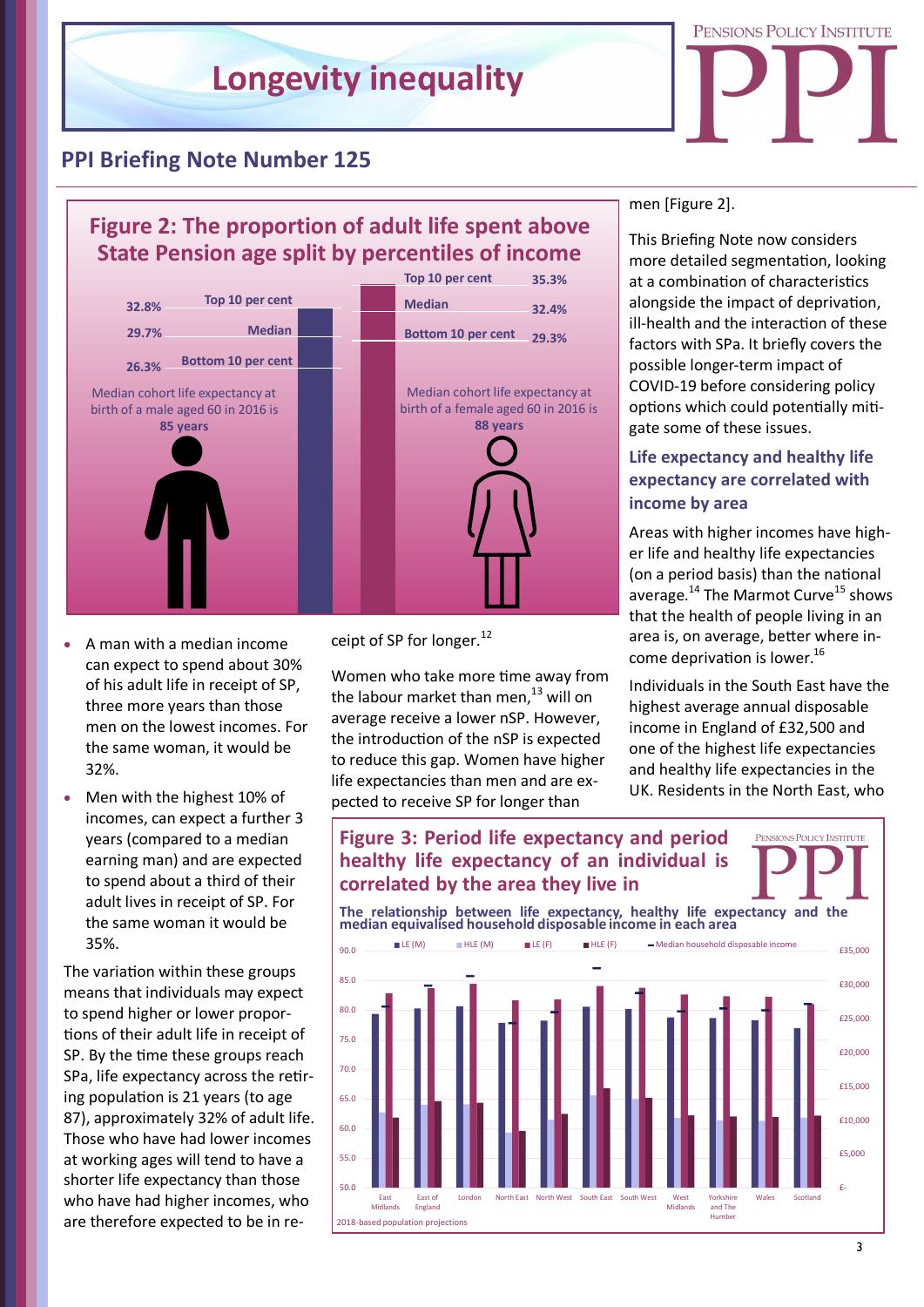## PPI Briefing Note Number 125

### Figure 2: The proportion of adult life spent above State Pension age split by percentiles of income

| | Male | Female |
|---|---|---|
| Top 10 per cent | 32.8% | 35.3% |
| Median | 29.7% | 32.4% |
| Bottom 10 per cent | 26.3% | 29.3% |

Median cohort life expectancy at birth of a male aged 60 in 2016 is **85 years**

Median cohort life expectancy at birth of a female aged 60 in 2016 is **88 years**

- A man with a median income can expect to spend about 30% of his adult life in receipt of SP, three more years than those men on the lowest incomes. For the same woman, it would be 32%.
- Men with the highest 10% of incomes, can expect a further 3 years (compared to a median earning man) and are expected to spend about a third of their adult lives in receipt of SP. For the same woman it would be 35%.

The variation within these groups means that individuals may expect to spend higher or lower proportions of their adult life in receipt of SP. By the time these groups reach SPa, life expectancy across the retiring population is 21 years (to age 87), approximately 32% of adult life. Those who have had lower incomes at working ages will tend to have a shorter life expectancy than those who have had higher incomes, who are therefore expected to be in receipt of SP for longer.[12]

Women who take more time away from the labour market than men,[13] will on average receive a lower nSP. However, the introduction of the nSP is expected to reduce this gap. Women have higher life expectancies than men and are expected to receive SP for longer than men [Figure 2].

This Briefing Note now considers more detailed segmentation, looking at a combination of characteristics alongside the impact of deprivation, ill-health and the interaction of these factors with SPa. It briefly covers the possible longer-term impact of COVID-19 before considering policy options which could potentially mitigate some of these issues.

### Life expectancy and healthy life expectancy are correlated with income by area

Areas with higher incomes have higher life and healthy life expectancies (on a period basis) than the national average.[14] The Marmot Curve[15] shows that the health of people living in an area is, on average, better where income deprivation is lower.[16]

Individuals in the South East have the highest average annual disposable income in England of £32,500 and one of the highest life expectancies and healthy life expectancies in the UK. Residents in the North East, who

### Figure 3: Period life expectancy and period healthy life expectancy of an individual is correlated by the area they live in

**The relationship between life expectancy, healthy life expectancy and the median equivalised household disposable income in each area**

Legend: LE (M), HLE (M), LE (F), HLE (F), Median household disposable income

Left axis: 50.0 – 90.0; Right axis: £- – £35,000

Regions: East Midlands, East of England, London, North East, North West, South East, South West, West Midlands, Yorkshire and The Humber, Wales, Scotland

2018-based population projections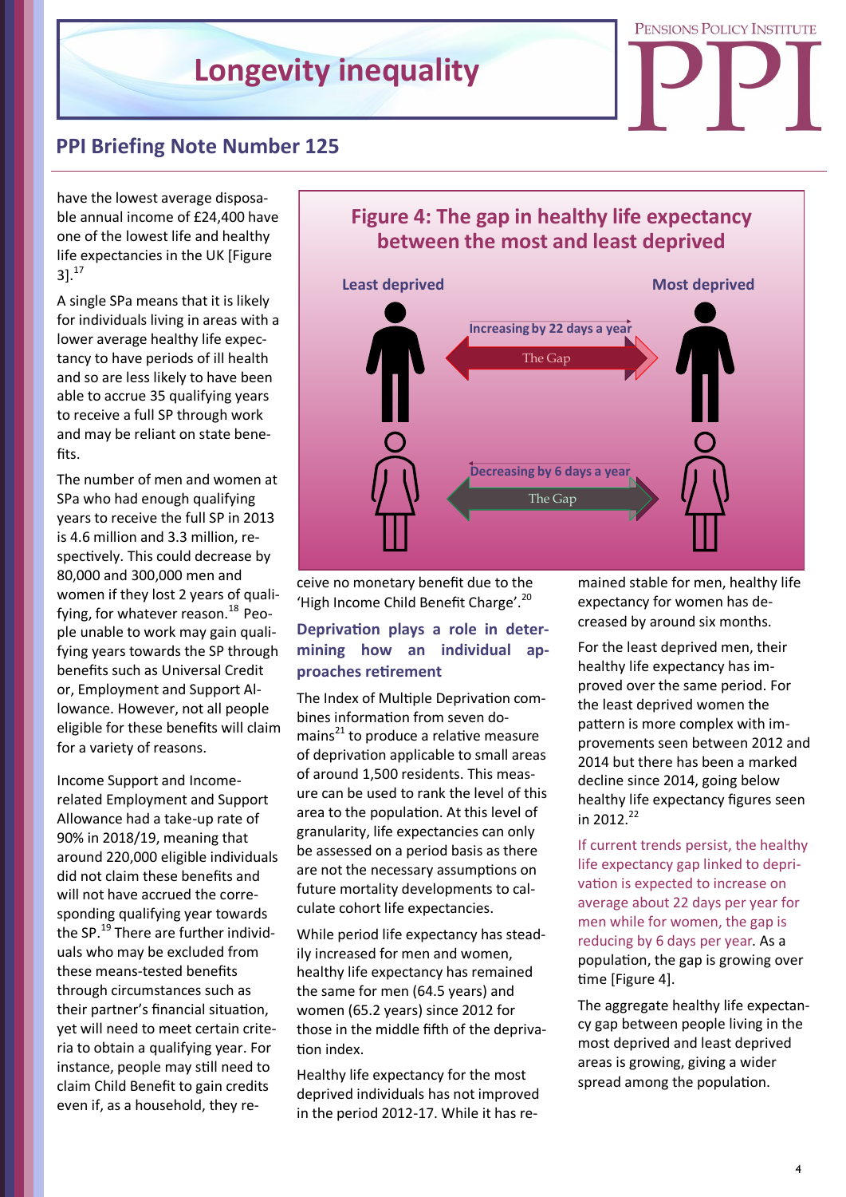have the lowest average disposable annual income of £24,400 have one of the lowest life and healthy life expectancies in the UK [Figure 3].[17]

A single SPa means that it is likely for individuals living in areas with a lower average healthy life expectancy to have periods of ill health and so are less likely to have been able to accrue 35 qualifying years to receive a full SP through work and may be reliant on state benefits.

The number of men and women at SPa who had enough qualifying years to receive the full SP in 2013 is 4.6 million and 3.3 million, respectively. This could decrease by 80,000 and 300,000 men and women if they lost 2 years of qualifying, for whatever reason.[18] People unable to work may gain qualifying years towards the SP through benefits such as Universal Credit or, Employment and Support Allowance. However, not all people eligible for these benefits will claim for a variety of reasons.

Income Support and Income-related Employment and Support Allowance had a take-up rate of 90% in 2018/19, meaning that around 220,000 eligible individuals did not claim these benefits and will not have accrued the corresponding qualifying year towards the SP.[19] There are further individuals who may be excluded from these means-tested benefits through circumstances such as their partner's financial situation, yet will need to meet certain criteria to obtain a qualifying year. For instance, people may still need to claim Child Benefit to gain credits even if, as a household, they receive no monetary benefit due to the 'High Income Child Benefit Charge'.[20]

**Figure 4: The gap in healthy life expectancy between the most and least deprived**

| | Least deprived | | Most deprived |
|---|---|---|---|
| Men | | The Gap – Increasing by 22 days a year | |
| Women | | The Gap – Decreasing by 6 days a year | |

### Deprivation plays a role in determining how an individual approaches retirement

The Index of Multiple Deprivation combines information from seven domains[21] to produce a relative measure of deprivation applicable to small areas of around 1,500 residents. This measure can be used to rank the level of this area to the population. At this level of granularity, life expectancies can only be assessed on a period basis as there are not the necessary assumptions on future mortality developments to calculate cohort life expectancies.

While period life expectancy has steadily increased for men and women, healthy life expectancy has remained the same for men (64.5 years) and women (65.2 years) since 2012 for those in the middle fifth of the deprivation index.

Healthy life expectancy for the most deprived individuals has not improved in the period 2012-17. While it has remained stable for men, healthy life expectancy for women has decreased by around six months.

For the least deprived men, their healthy life expectancy has improved over the same period. For the least deprived women the pattern is more complex with improvements seen between 2012 and 2014 but there has been a marked decline since 2014, going below healthy life expectancy figures seen in 2012.[22]

If current trends persist, the healthy life expectancy gap linked to deprivation is expected to increase on average about 22 days per year for men while for women, the gap is reducing by 6 days per year. As a population, the gap is growing over time [Figure 4].

The aggregate healthy life expectancy gap between people living in the most deprived and least deprived areas is growing, giving a wider spread among the population.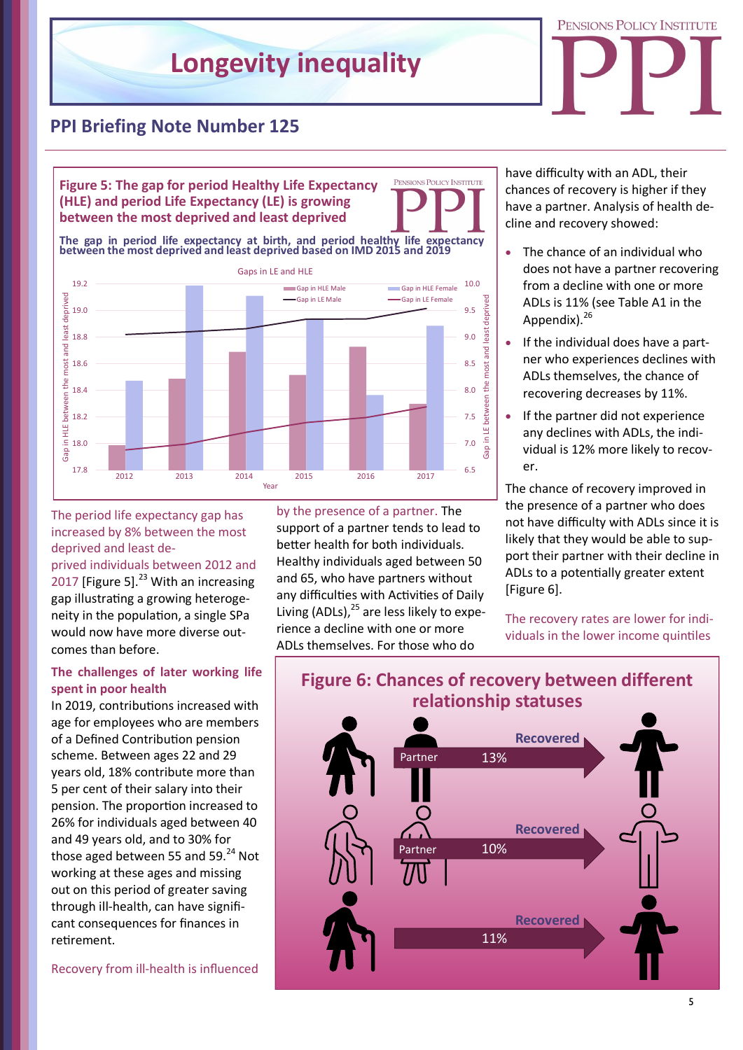# Longevity inequality

## PPI Briefing Note Number 125

**Figure 5: The gap for period Healthy Life Expectancy (HLE) and period Life Expectancy (LE) is growing between the most deprived and least deprived**

**The gap in period life expectancy at birth, and period healthy life expectancy between the most deprived and least deprived based on IMD 2015 and 2019**

The period life expectancy gap has increased by 8% between the most deprived and least deprived individuals between 2012 and 2017 [Figure 5].[23] With an increasing gap illustrating a growing heterogeneity in the population, a single SPa would now have more diverse outcomes than before.

**The challenges of later working life spent in poor health**

In 2019, contributions increased with age for employees who are members of a Defined Contribution pension scheme. Between ages 22 and 29 years old, 18% contribute more than 5 per cent of their salary into their pension. The proportion increased to 26% for individuals aged between 40 and 49 years old, and to 30% for those aged between 55 and 59.[24] Not working at these ages and missing out on this period of greater saving through ill-health, can have significant consequences for finances in retirement.

Recovery from ill-health is influenced by the presence of a partner. The support of a partner tends to lead to better health for both individuals. Healthy individuals aged between 50 and 65, who have partners without any difficulties with Activities of Daily Living (ADLs),[25] are less likely to experience a decline with one or more ADLs themselves. For those who do have difficulty with an ADL, their chances of recovery is higher if they have a partner. Analysis of health decline and recovery showed:

- The chance of an individual who does not have a partner recovering from a decline with one or more ADLs is 11% (see Table A1 in the Appendix).[26]
- If the individual does have a partner who experiences declines with ADLs themselves, the chance of recovering decreases by 11%.
- If the partner did not experience any declines with ADLs, the individual is 12% more likely to recover.

The chance of recovery improved in the presence of a partner who does not have difficulty with ADLs since it is likely that they would be able to support their partner with their decline in ADLs to a potentially greater extent [Figure 6].

The recovery rates are lower for individuals in the lower income quintiles

**Figure 6: Chances of recovery between different relationship statuses**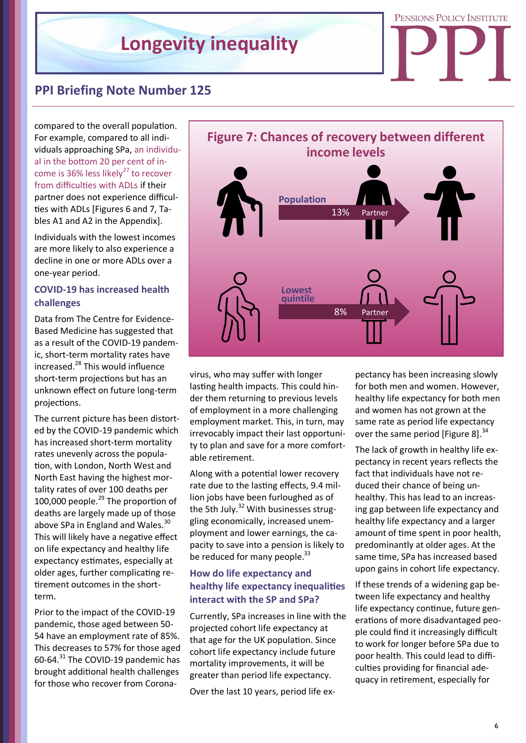compared to the overall population. For example, compared to all individuals approaching SPa, an individual in the bottom 20 per cent of income is 36% less likely[27] to recover from difficulties with ADLs if their partner does not experience difficulties with ADLs [Figures 6 and 7, Tables A1 and A2 in the Appendix].

Individuals with the lowest incomes are more likely to also experience a decline in one or more ADLs over a one-year period.

### COVID-19 has increased health challenges

Data from The Centre for Evidence-Based Medicine has suggested that as a result of the COVID-19 pandemic, short-term mortality rates have increased.[28] This would influence short-term projections but has an unknown effect on future long-term projections.

The current picture has been distorted by the COVID-19 pandemic which has increased short-term mortality rates unevenly across the population, with London, North West and North East having the highest mortality rates of over 100 deaths per 100,000 people.[29] The proportion of deaths are largely made up of those above SPa in England and Wales.[30] This will likely have a negative effect on life expectancy and healthy life expectancy estimates, especially at older ages, further complicating retirement outcomes in the short-term.

Prior to the impact of the COVID-19 pandemic, those aged between 50-54 have an employment rate of 85%. This decreases to 57% for those aged 60-64.[31] The COVID-19 pandemic has brought additional health challenges for those who recover from Coronavirus, who may suffer with longer lasting health impacts. This could hinder them returning to previous levels of employment in a more challenging employment market. This, in turn, may irrevocably impact their last opportunity to plan and save for a more comfortable retirement.

**Figure 7: Chances of recovery between different income levels**

| | Chance of recovery (Partner) |
|---|---|
| Population | 13% |
| Lowest quintile | 8% |

Along with a potential lower recovery rate due to the lasting effects, 9.4 million jobs have been furloughed as of the 5th July.[32] With businesses struggling economically, increased unemployment and lower earnings, the capacity to save into a pension is likely to be reduced for many people.[33]

### How do life expectancy and healthy life expectancy inequalities interact with the SP and SPa?

Currently, SPa increases in line with the projected cohort life expectancy at that age for the UK population. Since cohort life expectancy include future mortality improvements, it will be greater than period life expectancy.

Over the last 10 years, period life expectancy has been increasing slowly for both men and women. However, healthy life expectancy for both men and women has not grown at the same rate as period life expectancy over the same period [Figure 8].[34]

The lack of growth in healthy life expectancy in recent years reflects the fact that individuals have not reduced their chance of being unhealthy. This has lead to an increasing gap between life expectancy and healthy life expectancy and a larger amount of time spent in poor health, predominantly at older ages. At the same time, SPa has increased based upon gains in cohort life expectancy.

If these trends of a widening gap between life expectancy and healthy life expectancy continue, future generations of more disadvantaged people could find it increasingly difficult to work for longer before SPa due to poor health. This could lead to difficulties providing for financial adequacy in retirement, especially for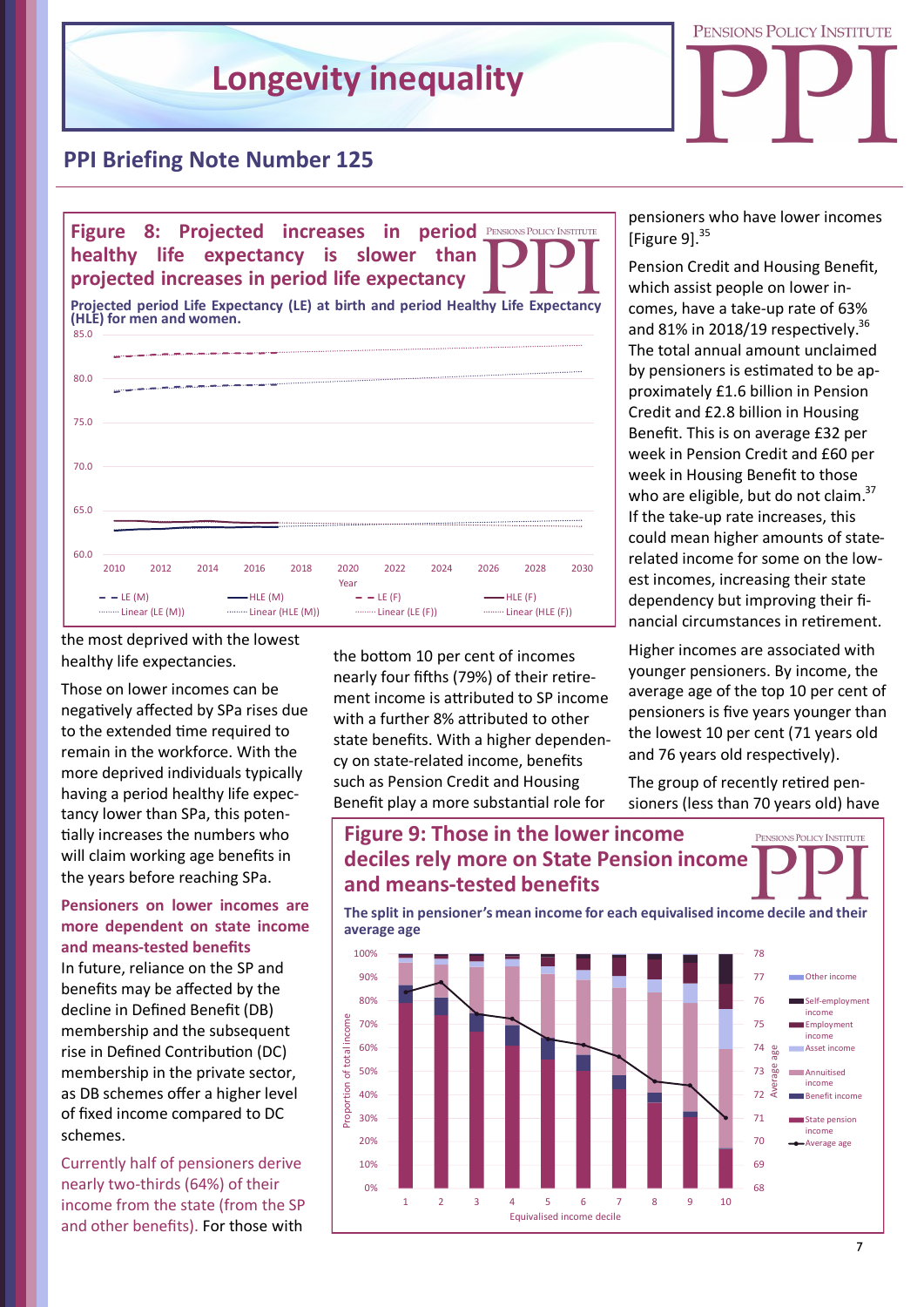# Longevity inequality

## PPI Briefing Note Number 125

**Figure 8: Projected increases in period healthy life expectancy is slower than projected increases in period life expectancy**

**Projected period Life Expectancy (LE) at birth and period Healthy Life Expectancy (HLE) for men and women.**

the most deprived with the lowest healthy life expectancies.

Those on lower incomes can be negatively affected by SPa rises due to the extended time required to remain in the workforce. With the more deprived individuals typically having a period healthy life expectancy lower than SPa, this potentially increases the numbers who will claim working age benefits in the years before reaching SPa.

### Pensioners on lower incomes are more dependent on state income and means-tested benefits

In future, reliance on the SP and benefits may be affected by the decline in Defined Benefit (DB) membership and the subsequent rise in Defined Contribution (DC) membership in the private sector, as DB schemes offer a higher level of fixed income compared to DC schemes.

Currently half of pensioners derive nearly two-thirds (64%) of their income from the state (from the SP and other benefits). For those with the bottom 10 per cent of incomes nearly four fifths (79%) of their retirement income is attributed to SP income with a further 8% attributed to other state benefits. With a higher dependency on state-related income, benefits such as Pension Credit and Housing Benefit play a more substantial role for pensioners who have lower incomes [Figure 9].[35]

Pension Credit and Housing Benefit, which assist people on lower incomes, have a take-up rate of 63% and 81% in 2018/19 respectively.[36] The total annual amount unclaimed by pensioners is estimated to be approximately £1.6 billion in Pension Credit and £2.8 billion in Housing Benefit. This is on average £32 per week in Pension Credit and £60 per week in Housing Benefit to those who are eligible, but do not claim.[37] If the take-up rate increases, this could mean higher amounts of state-related income for some on the lowest incomes, increasing their state dependency but improving their financial circumstances in retirement.

Higher incomes are associated with younger pensioners. By income, the average age of the top 10 per cent of pensioners is five years younger than the lowest 10 per cent (71 years old and 76 years old respectively).

The group of recently retired pensioners (less than 70 years old) have

**Figure 9: Those in the lower income deciles rely more on State Pension income and means-tested benefits**

**The split in pensioner's mean income for each equivalised income decile and their average age**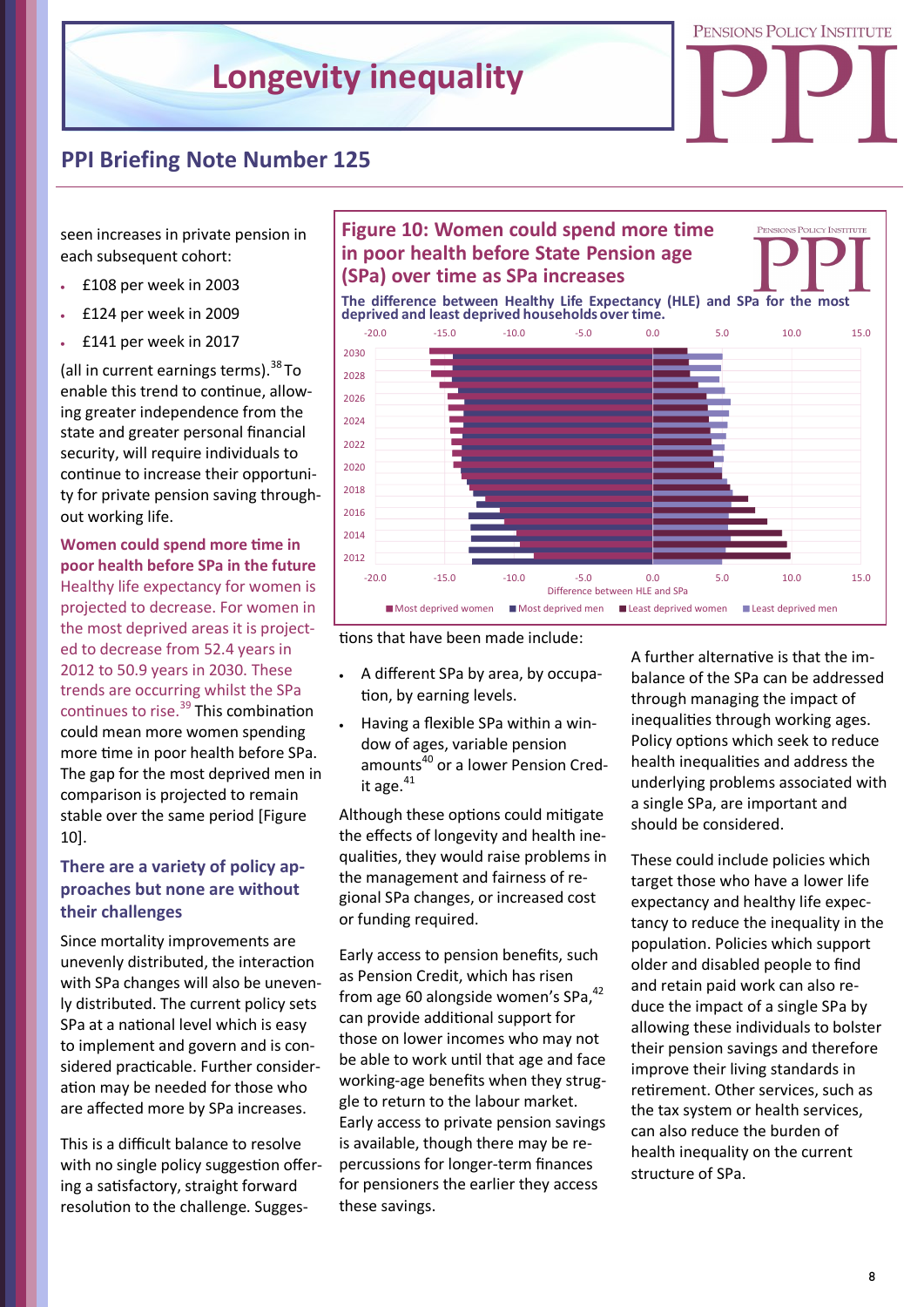seen increases in private pension in each subsequent cohort:

- £108 per week in 2003
- £124 per week in 2009
- £141 per week in 2017

(all in current earnings terms).[38] To enable this trend to continue, allowing greater independence from the state and greater personal financial security, will require individuals to continue to increase their opportunity for private pension saving throughout working life.

### Women could spend more time in poor health before SPa in the future

Healthy life expectancy for women is projected to decrease. For women in the most deprived areas it is projected to decrease from 52.4 years in 2012 to 50.9 years in 2030. These trends are occurring whilst the SPa continues to rise.[39] This combination could mean more women spending more time in poor health before SPa. The gap for the most deprived men in comparison is projected to remain stable over the same period [Figure 10].

**Figure 10: Women could spend more time in poor health before State Pension age (SPa) over time as SPa increases**

**The difference between Healthy Life Expectancy (HLE) and SPa for the most deprived and least deprived households over time.**

### There are a variety of policy approaches but none are without their challenges

Since mortality improvements are unevenly distributed, the interaction with SPa changes will also be unevenly distributed. The current policy sets SPa at a national level which is easy to implement and govern and is considered practicable. Further consideration may be needed for those who are affected more by SPa increases.

This is a difficult balance to resolve with no single policy suggestion offering a satisfactory, straight forward resolution to the challenge. Suggestions that have been made include:

- A different SPa by area, by occupation, by earning levels.
- Having a flexible SPa within a window of ages, variable pension amounts[40] or a lower Pension Credit age.[41]

Although these options could mitigate the effects of longevity and health inequalities, they would raise problems in the management and fairness of regional SPa changes, or increased cost or funding required.

Early access to pension benefits, such as Pension Credit, which has risen from age 60 alongside women's SPa,[42] can provide additional support for those on lower incomes who may not be able to work until that age and face working-age benefits when they struggle to return to the labour market. Early access to private pension savings is available, though there may be repercussions for longer-term finances for pensioners the earlier they access these savings.

A further alternative is that the imbalance of the SPa can be addressed through managing the impact of inequalities through working ages. Policy options which seek to reduce health inequalities and address the underlying problems associated with a single SPa, are important and should be considered.

These could include policies which target those who have a lower life expectancy and healthy life expectancy to reduce the inequality in the population. Policies which support older and disabled people to find and retain paid work can also reduce the impact of a single SPa by allowing these individuals to bolster their pension savings and therefore improve their living standards in retirement. Other services, such as the tax system or health services, can also reduce the burden of health inequality on the current structure of SPa.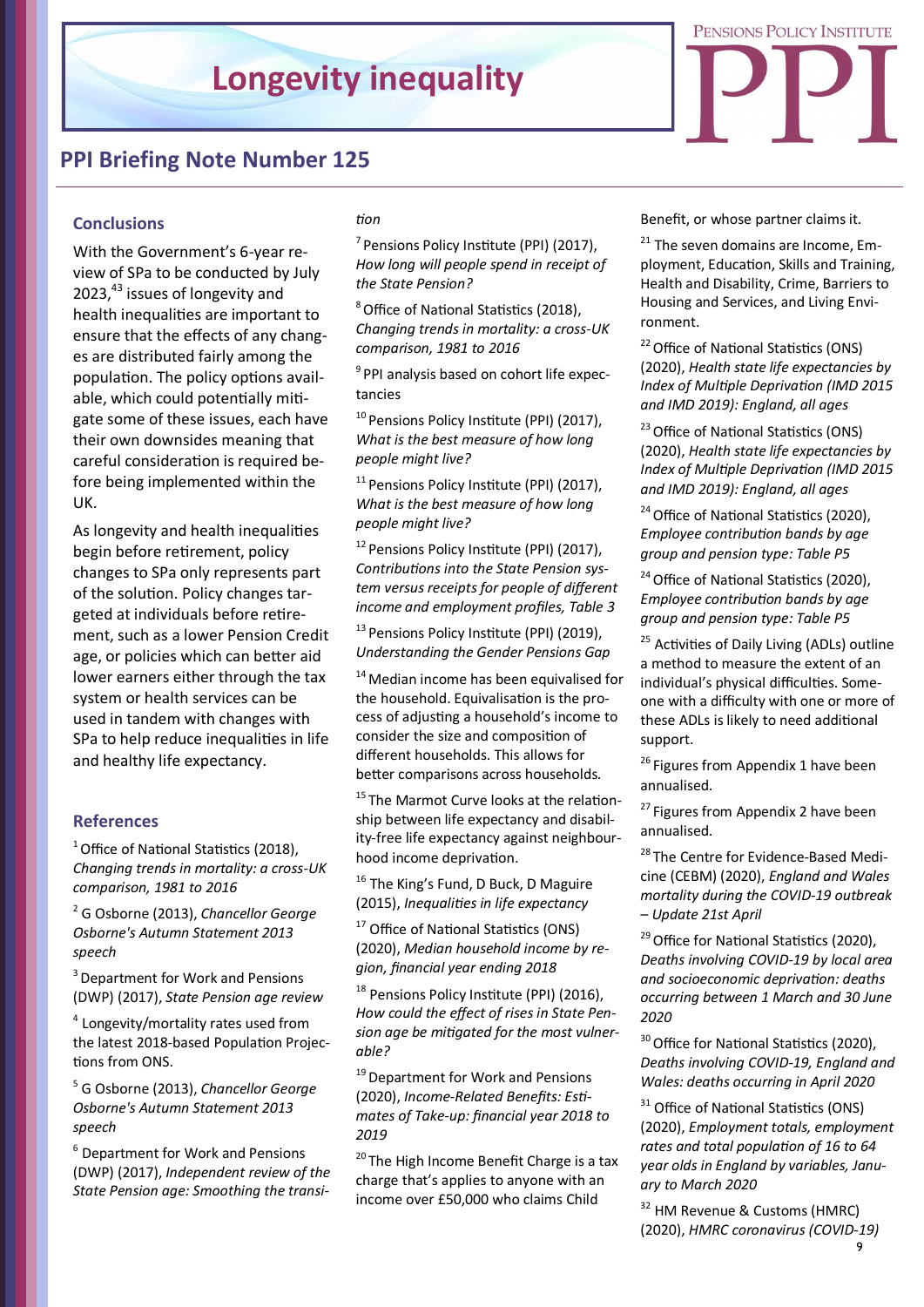## Conclusions

With the Government's 6-year review of SPa to be conducted by July 2023,[43] issues of longevity and health inequalities are important to ensure that the effects of any changes are distributed fairly among the population. The policy options available, which could potentially mitigate some of these issues, each have their own downsides meaning that careful consideration is required before being implemented within the UK.

As longevity and health inequalities begin before retirement, policy changes to SPa only represents part of the solution. Policy changes targeted at individuals before retirement, such as a lower Pension Credit age, or policies which can better aid lower earners either through the tax system or health services can be used in tandem with changes with SPa to help reduce inequalities in life and healthy life expectancy.

## References

[1] Office of National Statistics (2018), *Changing trends in mortality: a cross-UK comparison, 1981 to 2016*

[2] G Osborne (2013), *Chancellor George Osborne's Autumn Statement 2013 speech*

[3] Department for Work and Pensions (DWP) (2017), *State Pension age review*

[4] Longevity/mortality rates used from the latest 2018-based Population Projections from ONS.

[5] G Osborne (2013), *Chancellor George Osborne's Autumn Statement 2013 speech*

[6] Department for Work and Pensions (DWP) (2017), *Independent review of the State Pension age: Smoothing the transition*

[7] Pensions Policy Institute (PPI) (2017), *How long will people spend in receipt of the State Pension?*

[8] Office of National Statistics (2018), *Changing trends in mortality: a cross-UK comparison, 1981 to 2016*

[9] PPI analysis based on cohort life expectancies

[10] Pensions Policy Institute (PPI) (2017), *What is the best measure of how long people might live?*

[11] Pensions Policy Institute (PPI) (2017), *What is the best measure of how long people might live?*

[12] Pensions Policy Institute (PPI) (2017), *Contributions into the State Pension system versus receipts for people of different income and employment profiles, Table 3*

[13] Pensions Policy Institute (PPI) (2019), *Understanding the Gender Pensions Gap*

[14] Median income has been equivalised for the household. Equivalisation is the process of adjusting a household's income to consider the size and composition of different households. This allows for better comparisons across households.

[15] The Marmot Curve looks at the relationship between life expectancy and disability-free life expectancy against neighbourhood income deprivation.

[16] The King's Fund, D Buck, D Maguire (2015), *Inequalities in life expectancy*

[17] Office of National Statistics (ONS) (2020), *Median household income by region, financial year ending 2018*

[18] Pensions Policy Institute (PPI) (2016), *How could the effect of rises in State Pension age be mitigated for the most vulnerable?*

[19] Department for Work and Pensions (2020), *Income-Related Benefits: Estimates of Take-up: financial year 2018 to 2019*

[20] The High Income Benefit Charge is a tax charge that's applies to anyone with an income over £50,000 who claims Child Benefit, or whose partner claims it.

[21] The seven domains are Income, Employment, Education, Skills and Training, Health and Disability, Crime, Barriers to Housing and Services, and Living Environment.

[22] Office of National Statistics (ONS) (2020), *Health state life expectancies by Index of Multiple Deprivation (IMD 2015 and IMD 2019): England, all ages*

[23] Office of National Statistics (ONS) (2020), *Health state life expectancies by Index of Multiple Deprivation (IMD 2015 and IMD 2019): England, all ages*

[24] Office of National Statistics (2020), *Employee contribution bands by age group and pension type: Table P5*

[24] Office of National Statistics (2020), *Employee contribution bands by age group and pension type: Table P5*

[25] Activities of Daily Living (ADLs) outline a method to measure the extent of an individual's physical difficulties. Someone with a difficulty with one or more of these ADLs is likely to need additional support.

[26] Figures from Appendix 1 have been annualised.

[27] Figures from Appendix 2 have been annualised.

[28] The Centre for Evidence-Based Medicine (CEBM) (2020), *England and Wales mortality during the COVID-19 outbreak – Update 21st April*

[29] Office for National Statistics (2020), *Deaths involving COVID-19 by local area and socioeconomic deprivation: deaths occurring between 1 March and 30 June 2020*

[30] Office for National Statistics (2020), *Deaths involving COVID-19, England and Wales: deaths occurring in April 2020*

[31] Office of National Statistics (ONS) (2020), *Employment totals, employment rates and total population of 16 to 64 year olds in England by variables, January to March 2020*

[32] HM Revenue & Customs (HMRC) (2020), *HMRC coronavirus (COVID-19)*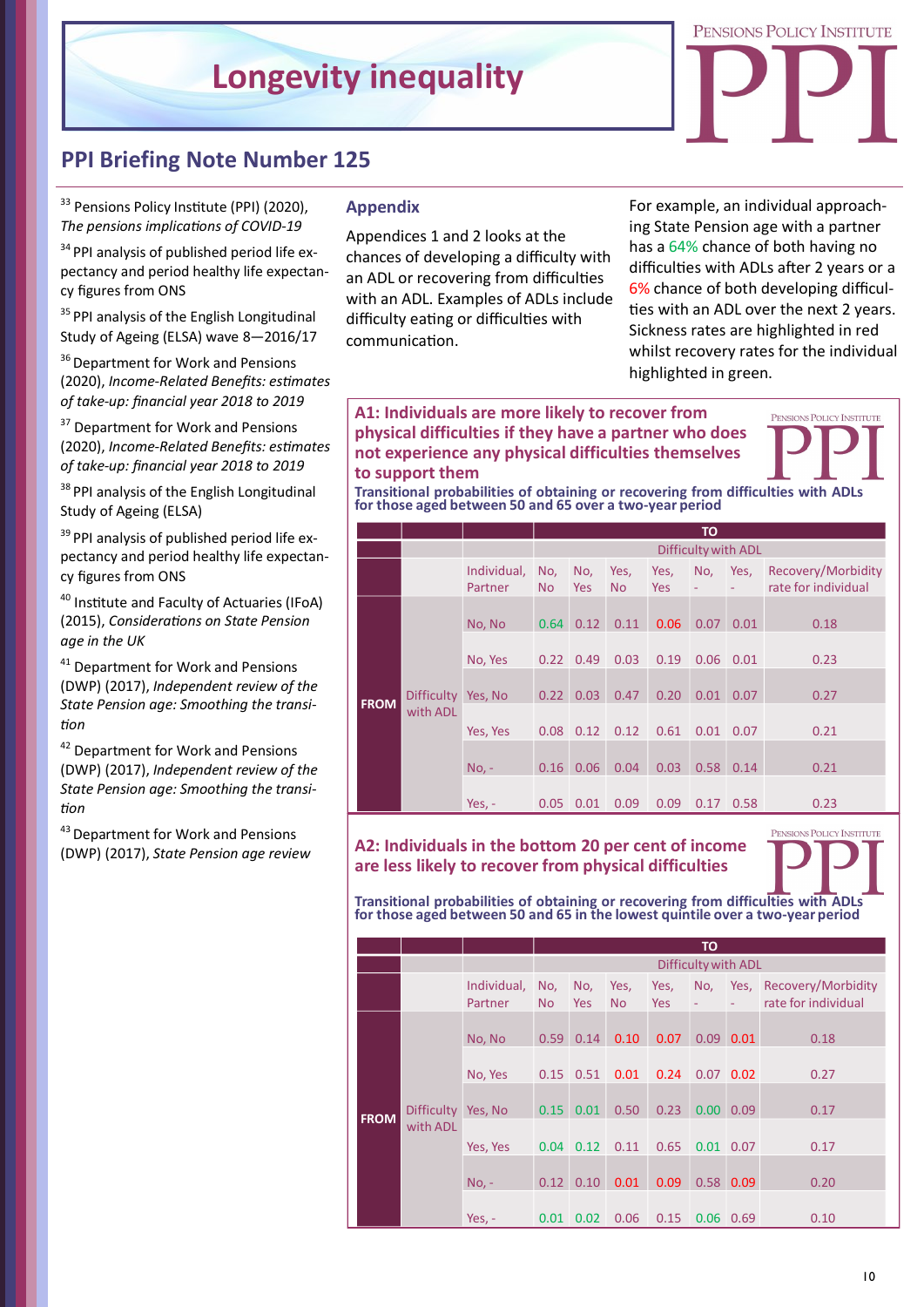## PPI Briefing Note Number 125

[33] Pensions Policy Institute (PPI) (2020), *The pensions implications of COVID-19*

[34] PPI analysis of published period life expectancy and period healthy life expectancy figures from ONS

[35] PPI analysis of the English Longitudinal Study of Ageing (ELSA) wave 8—2016/17

[36] Department for Work and Pensions (2020), *Income-Related Benefits: estimates of take-up: financial year 2018 to 2019*

[37] Department for Work and Pensions (2020), *Income-Related Benefits: estimates of take-up: financial year 2018 to 2019*

[38] PPI analysis of the English Longitudinal Study of Ageing (ELSA)

[39] PPI analysis of published period life expectancy and period healthy life expectancy figures from ONS

[40] Institute and Faculty of Actuaries (IFoA) (2015), *Considerations on State Pension age in the UK*

[41] Department for Work and Pensions (DWP) (2017), *Independent review of the State Pension age: Smoothing the transition*

[42] Department for Work and Pensions (DWP) (2017), *Independent review of the State Pension age: Smoothing the transition*

[43] Department for Work and Pensions (DWP) (2017), *State Pension age review*

## Appendix

Appendices 1 and 2 looks at the chances of developing a difficulty with an ADL or recovering from difficulties with an ADL. Examples of ADLs include difficulty eating or difficulties with communication.

For example, an individual approaching State Pension age with a partner has a 64% chance of both having no difficulties with ADLs after 2 years or a 6% chance of both developing difficulties with an ADL over the next 2 years. Sickness rates are highlighted in red whilst recovery rates for the individual highlighted in green.

### A1: Individuals are more likely to recover from physical difficulties if they have a partner who does not experience any physical difficulties themselves to support them

**Transitional probabilities of obtaining or recovering from difficulties with ADLs for those aged between 50 and 65 over a two-year period**

| | | | TO | | | | | | |
|---|---|---|---|---|---|---|---|---|---|
| | | | Difficulty with ADL | | | | | | |
| | | Individual, Partner | No, No | No, Yes | Yes, No | Yes, Yes | No, - | Yes, - | Recovery/Morbidity rate for individual |
| FROM | Difficulty with ADL | No, No | 0.64 | 0.12 | 0.11 | 0.06 | 0.07 | 0.01 | 0.18 |
| | | No, Yes | 0.22 | 0.49 | 0.03 | 0.19 | 0.06 | 0.01 | 0.23 |
| | | Yes, No | 0.22 | 0.03 | 0.47 | 0.20 | 0.01 | 0.07 | 0.27 |
| | | Yes, Yes | 0.08 | 0.12 | 0.12 | 0.61 | 0.01 | 0.07 | 0.21 |
| | | No, - | 0.16 | 0.06 | 0.04 | 0.03 | 0.58 | 0.14 | 0.21 |
| | | Yes, - | 0.05 | 0.01 | 0.09 | 0.09 | 0.17 | 0.58 | 0.23 |

### A2: Individuals in the bottom 20 per cent of income are less likely to recover from physical difficulties

**Transitional probabilities of obtaining or recovering from difficulties with ADLs for those aged between 50 and 65 in the lowest quintile over a two-year period**

| | | | TO | | | | | | |
|---|---|---|---|---|---|---|---|---|---|
| | | | Difficulty with ADL | | | | | | |
| | | Individual, Partner | No, No | No, Yes | Yes, No | Yes, Yes | No, - | Yes, - | Recovery/Morbidity rate for individual |
| FROM | Difficulty with ADL | No, No | 0.59 | 0.14 | 0.10 | 0.07 | 0.09 | 0.01 | 0.18 |
| | | No, Yes | 0.15 | 0.51 | 0.01 | 0.24 | 0.07 | 0.02 | 0.27 |
| | | Yes, No | 0.15 | 0.01 | 0.50 | 0.23 | 0.00 | 0.09 | 0.17 |
| | | Yes, Yes | 0.04 | 0.12 | 0.11 | 0.65 | 0.01 | 0.07 | 0.17 |
| | | No, - | 0.12 | 0.10 | 0.01 | 0.09 | 0.58 | 0.09 | 0.20 |
| | | Yes, - | 0.01 | 0.02 | 0.06 | 0.15 | 0.06 | 0.69 | 0.10 |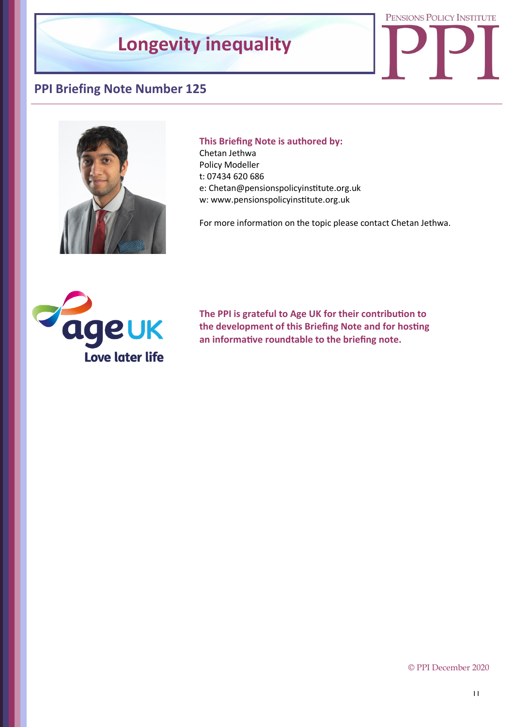# Longevity inequality

## PPI Briefing Note Number 125

**This Briefing Note is authored by:**
Chetan Jethwa
Policy Modeller
t: 07434 620 686
e: Chetan@pensionspolicyinstitute.org.uk
w: www.pensionspolicyinstitute.org.uk

For more information on the topic please contact Chetan Jethwa.

**The PPI is grateful to Age UK for their contribution to the development of this Briefing Note and for hosting an informative roundtable to the briefing note.**

© PPI December 2020